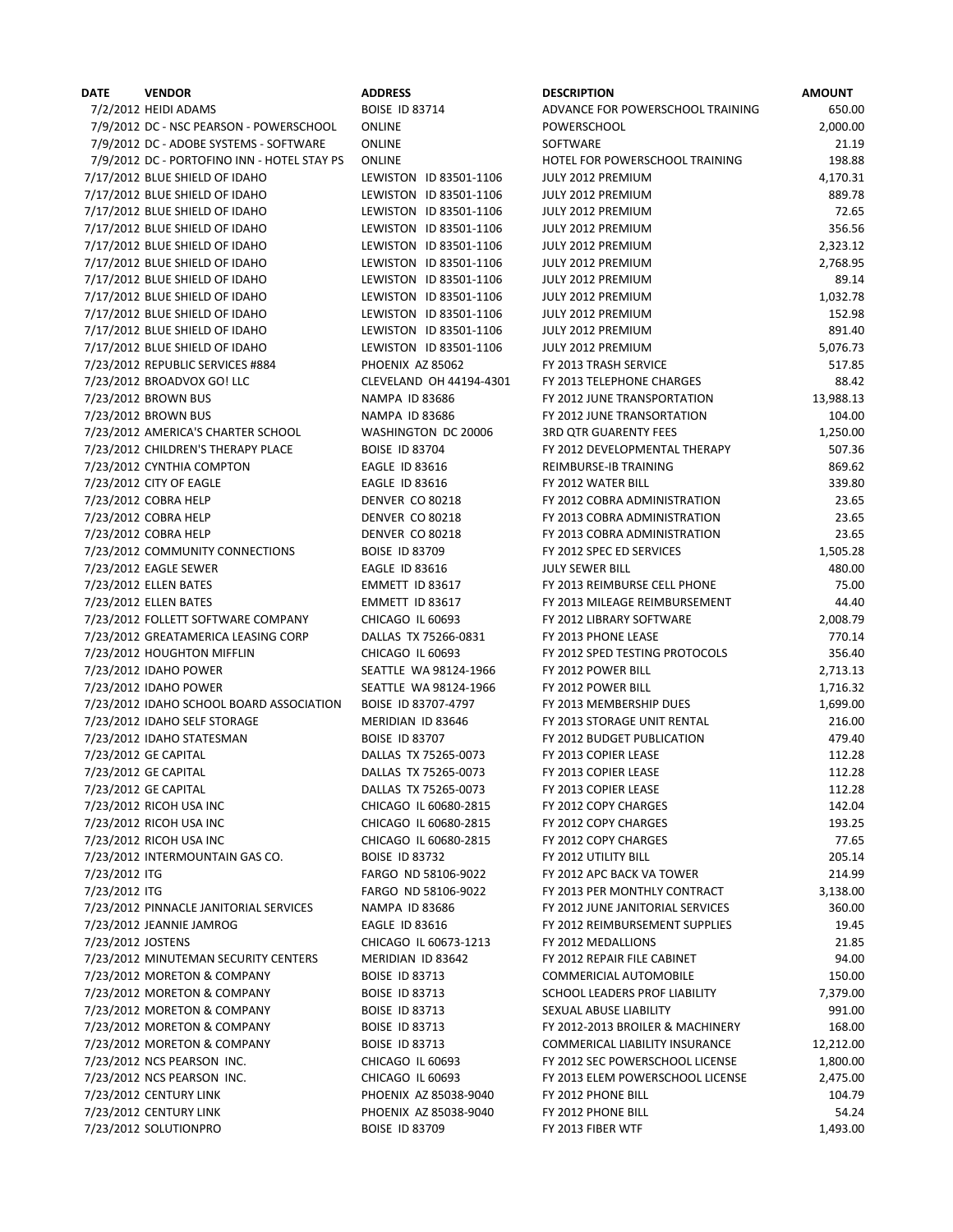| DATE | VENDOR | ADDRESS | DESCRIPTION | AMOUNT |
|---|---|---|---|---|
| 7/2/2012 | HEIDI ADAMS | BOISE ID 83714 | ADVANCE FOR POWERSCHOOL TRAINING | 650.00 |
| 7/9/2012 | DC - NSC PEARSON - POWERSCHOOL | ONLINE | POWERSCHOOL | 2,000.00 |
| 7/9/2012 | DC - ADOBE SYSTEMS - SOFTWARE | ONLINE | SOFTWARE | 21.19 |
| 7/9/2012 | DC - PORTOFINO INN - HOTEL STAY PS | ONLINE | HOTEL FOR POWERSCHOOL TRAINING | 198.88 |
| 7/17/2012 | BLUE SHIELD OF IDAHO | LEWISTON ID 83501-1106 | JULY 2012 PREMIUM | 4,170.31 |
| 7/17/2012 | BLUE SHIELD OF IDAHO | LEWISTON ID 83501-1106 | JULY 2012 PREMIUM | 889.78 |
| 7/17/2012 | BLUE SHIELD OF IDAHO | LEWISTON ID 83501-1106 | JULY 2012 PREMIUM | 72.65 |
| 7/17/2012 | BLUE SHIELD OF IDAHO | LEWISTON ID 83501-1106 | JULY 2012 PREMIUM | 356.56 |
| 7/17/2012 | BLUE SHIELD OF IDAHO | LEWISTON ID 83501-1106 | JULY 2012 PREMIUM | 2,323.12 |
| 7/17/2012 | BLUE SHIELD OF IDAHO | LEWISTON ID 83501-1106 | JULY 2012 PREMIUM | 2,768.95 |
| 7/17/2012 | BLUE SHIELD OF IDAHO | LEWISTON ID 83501-1106 | JULY 2012 PREMIUM | 89.14 |
| 7/17/2012 | BLUE SHIELD OF IDAHO | LEWISTON ID 83501-1106 | JULY 2012 PREMIUM | 1,032.78 |
| 7/17/2012 | BLUE SHIELD OF IDAHO | LEWISTON ID 83501-1106 | JULY 2012 PREMIUM | 152.98 |
| 7/17/2012 | BLUE SHIELD OF IDAHO | LEWISTON ID 83501-1106 | JULY 2012 PREMIUM | 891.40 |
| 7/17/2012 | BLUE SHIELD OF IDAHO | LEWISTON ID 83501-1106 | JULY 2012 PREMIUM | 5,076.73 |
| 7/23/2012 | REPUBLIC SERVICES #884 | PHOENIX AZ 85062 | FY 2013 TRASH SERVICE | 517.85 |
| 7/23/2012 | BROADVOX GO! LLC | CLEVELAND OH 44194-4301 | FY 2013 TELEPHONE CHARGES | 88.42 |
| 7/23/2012 | BROWN BUS | NAMPA ID 83686 | FY 2012 JUNE TRANSPORTATION | 13,988.13 |
| 7/23/2012 | BROWN BUS | NAMPA ID 83686 | FY 2012 JUNE TRANSORTATION | 104.00 |
| 7/23/2012 | AMERICA'S CHARTER SCHOOL | WASHINGTON DC 20006 | 3RD QTR GUARENTY FEES | 1,250.00 |
| 7/23/2012 | CHILDREN'S THERAPY PLACE | BOISE ID 83704 | FY 2012 DEVELOPMENTAL THERAPY | 507.36 |
| 7/23/2012 | CYNTHIA COMPTON | EAGLE ID 83616 | REIMBURSE-IB TRAINING | 869.62 |
| 7/23/2012 | CITY OF EAGLE | EAGLE ID 83616 | FY 2012 WATER BILL | 339.80 |
| 7/23/2012 | COBRA HELP | DENVER CO 80218 | FY 2012 COBRA ADMINISTRATION | 23.65 |
| 7/23/2012 | COBRA HELP | DENVER CO 80218 | FY 2013 COBRA ADMINISTRATION | 23.65 |
| 7/23/2012 | COBRA HELP | DENVER CO 80218 | FY 2013 COBRA ADMINISTRATION | 23.65 |
| 7/23/2012 | COMMUNITY CONNECTIONS | BOISE ID 83709 | FY 2012 SPEC ED SERVICES | 1,505.28 |
| 7/23/2012 | EAGLE SEWER | EAGLE ID 83616 | JULY SEWER BILL | 480.00 |
| 7/23/2012 | ELLEN BATES | EMMETT ID 83617 | FY 2013 REIMBURSE CELL PHONE | 75.00 |
| 7/23/2012 | ELLEN BATES | EMMETT ID 83617 | FY 2013 MILEAGE REIMBURSEMENT | 44.40 |
| 7/23/2012 | FOLLETT SOFTWARE COMPANY | CHICAGO IL 60693 | FY 2012 LIBRARY SOFTWARE | 2,008.79 |
| 7/23/2012 | GREATAMERICA LEASING CORP | DALLAS TX 75266-0831 | FY 2013 PHONE LEASE | 770.14 |
| 7/23/2012 | HOUGHTON MIFFLIN | CHICAGO IL 60693 | FY 2012 SPED TESTING PROTOCOLS | 356.40 |
| 7/23/2012 | IDAHO POWER | SEATTLE WA 98124-1966 | FY 2012 POWER BILL | 2,713.13 |
| 7/23/2012 | IDAHO POWER | SEATTLE WA 98124-1966 | FY 2012 POWER BILL | 1,716.32 |
| 7/23/2012 | IDAHO SCHOOL BOARD ASSOCIATION | BOISE ID 83707-4797 | FY 2013 MEMBERSHIP DUES | 1,699.00 |
| 7/23/2012 | IDAHO SELF STORAGE | MERIDIAN ID 83646 | FY 2013 STORAGE UNIT RENTAL | 216.00 |
| 7/23/2012 | IDAHO STATESMAN | BOISE ID 83707 | FY 2012 BUDGET PUBLICATION | 479.40 |
| 7/23/2012 | GE CAPITAL | DALLAS TX 75265-0073 | FY 2013 COPIER LEASE | 112.28 |
| 7/23/2012 | GE CAPITAL | DALLAS TX 75265-0073 | FY 2013 COPIER LEASE | 112.28 |
| 7/23/2012 | GE CAPITAL | DALLAS TX 75265-0073 | FY 2013 COPIER LEASE | 112.28 |
| 7/23/2012 | RICOH USA INC | CHICAGO IL 60680-2815 | FY 2012 COPY CHARGES | 142.04 |
| 7/23/2012 | RICOH USA INC | CHICAGO IL 60680-2815 | FY 2012 COPY CHARGES | 193.25 |
| 7/23/2012 | RICOH USA INC | CHICAGO IL 60680-2815 | FY 2012 COPY CHARGES | 77.65 |
| 7/23/2012 | INTERMOUNTAIN GAS CO. | BOISE ID 83732 | FY 2012 UTILITY BILL | 205.14 |
| 7/23/2012 | ITG | FARGO ND 58106-9022 | FY 2012 APC BACK VA TOWER | 214.99 |
| 7/23/2012 | ITG | FARGO ND 58106-9022 | FY 2013 PER MONTHLY CONTRACT | 3,138.00 |
| 7/23/2012 | PINNACLE JANITORIAL SERVICES | NAMPA ID 83686 | FY 2012 JUNE JANITORIAL SERVICES | 360.00 |
| 7/23/2012 | JEANNIE JAMROG | EAGLE ID 83616 | FY 2012 REIMBURSEMENT SUPPLIES | 19.45 |
| 7/23/2012 | JOSTENS | CHICAGO IL 60673-1213 | FY 2012 MEDALLIONS | 21.85 |
| 7/23/2012 | MINUTEMAN SECURITY CENTERS | MERIDIAN ID 83642 | FY 2012 REPAIR FILE CABINET | 94.00 |
| 7/23/2012 | MORETON & COMPANY | BOISE ID 83713 | COMMERICIAL AUTOMOBILE | 150.00 |
| 7/23/2012 | MORETON & COMPANY | BOISE ID 83713 | SCHOOL LEADERS PROF LIABILITY | 7,379.00 |
| 7/23/2012 | MORETON & COMPANY | BOISE ID 83713 | SEXUAL ABUSE LIABILITY | 991.00 |
| 7/23/2012 | MORETON & COMPANY | BOISE ID 83713 | FY 2012-2013 BROILER & MACHINERY | 168.00 |
| 7/23/2012 | MORETON & COMPANY | BOISE ID 83713 | COMMERICAL LIABILITY INSURANCE | 12,212.00 |
| 7/23/2012 | NCS PEARSON INC. | CHICAGO IL 60693 | FY 2012 SEC POWERSCHOOL LICENSE | 1,800.00 |
| 7/23/2012 | NCS PEARSON INC. | CHICAGO IL 60693 | FY 2013 ELEM POWERSCHOOL LICENSE | 2,475.00 |
| 7/23/2012 | CENTURY LINK | PHOENIX AZ 85038-9040 | FY 2012 PHONE BILL | 104.79 |
| 7/23/2012 | CENTURY LINK | PHOENIX AZ 85038-9040 | FY 2012 PHONE BILL | 54.24 |
| 7/23/2012 | SOLUTIONPRO | BOISE ID 83709 | FY 2013 FIBER WTF | 1,493.00 |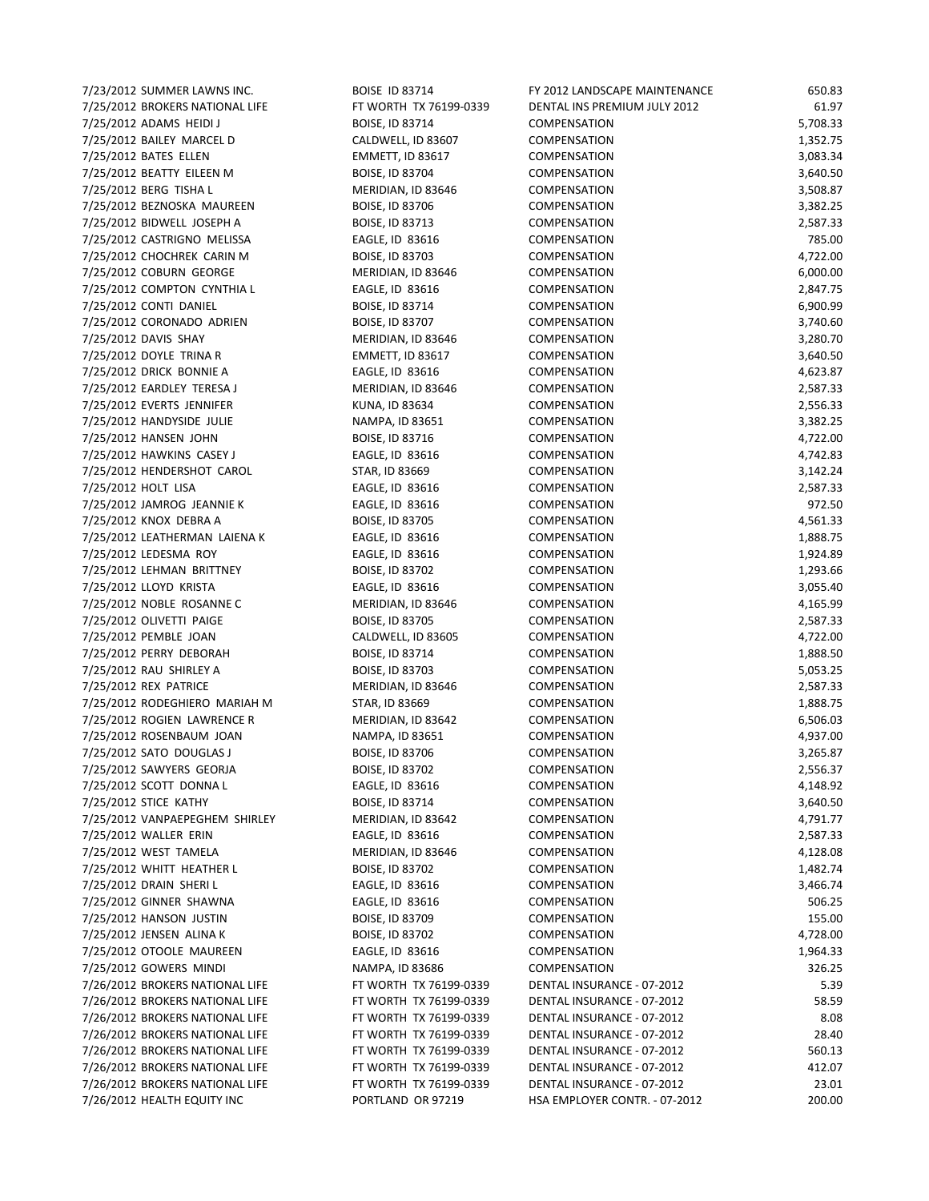| | | | |
|---|---|---|---|
| 7/23/2012 SUMMER LAWNS INC. | BOISE ID 83714 | FY 2012 LANDSCAPE MAINTENANCE | 650.83 |
| 7/25/2012 BROKERS NATIONAL LIFE | FT WORTH TX 76199-0339 | DENTAL INS PREMIUM JULY 2012 | 61.97 |
| 7/25/2012 ADAMS HEIDI J | BOISE, ID 83714 | COMPENSATION | 5,708.33 |
| 7/25/2012 BAILEY MARCEL D | CALDWELL, ID 83607 | COMPENSATION | 1,352.75 |
| 7/25/2012 BATES ELLEN | EMMETT, ID 83617 | COMPENSATION | 3,083.34 |
| 7/25/2012 BEATTY EILEEN M | BOISE, ID 83704 | COMPENSATION | 3,640.50 |
| 7/25/2012 BERG TISHA L | MERIDIAN, ID 83646 | COMPENSATION | 3,508.87 |
| 7/25/2012 BEZNOSKA MAUREEN | BOISE, ID 83706 | COMPENSATION | 3,382.25 |
| 7/25/2012 BIDWELL JOSEPH A | BOISE, ID 83713 | COMPENSATION | 2,587.33 |
| 7/25/2012 CASTRIGNO MELISSA | EAGLE, ID 83616 | COMPENSATION | 785.00 |
| 7/25/2012 CHOCHREK CARIN M | BOISE, ID 83703 | COMPENSATION | 4,722.00 |
| 7/25/2012 COBURN GEORGE | MERIDIAN, ID 83646 | COMPENSATION | 6,000.00 |
| 7/25/2012 COMPTON CYNTHIA L | EAGLE, ID 83616 | COMPENSATION | 2,847.75 |
| 7/25/2012 CONTI DANIEL | BOISE, ID 83714 | COMPENSATION | 6,900.99 |
| 7/25/2012 CORONADO ADRIEN | BOISE, ID 83707 | COMPENSATION | 3,740.60 |
| 7/25/2012 DAVIS SHAY | MERIDIAN, ID 83646 | COMPENSATION | 3,280.70 |
| 7/25/2012 DOYLE TRINA R | EMMETT, ID 83617 | COMPENSATION | 3,640.50 |
| 7/25/2012 DRICK BONNIE A | EAGLE, ID 83616 | COMPENSATION | 4,623.87 |
| 7/25/2012 EARDLEY TERESA J | MERIDIAN, ID 83646 | COMPENSATION | 2,587.33 |
| 7/25/2012 EVERTS JENNIFER | KUNA, ID 83634 | COMPENSATION | 2,556.33 |
| 7/25/2012 HANDYSIDE JULIE | NAMPA, ID 83651 | COMPENSATION | 3,382.25 |
| 7/25/2012 HANSEN JOHN | BOISE, ID 83716 | COMPENSATION | 4,722.00 |
| 7/25/2012 HAWKINS CASEY J | EAGLE, ID 83616 | COMPENSATION | 4,742.83 |
| 7/25/2012 HENDERSHOT CAROL | STAR, ID 83669 | COMPENSATION | 3,142.24 |
| 7/25/2012 HOLT LISA | EAGLE, ID 83616 | COMPENSATION | 2,587.33 |
| 7/25/2012 JAMROG JEANNIE K | EAGLE, ID 83616 | COMPENSATION | 972.50 |
| 7/25/2012 KNOX DEBRA A | BOISE, ID 83705 | COMPENSATION | 4,561.33 |
| 7/25/2012 LEATHERMAN LAIENA K | EAGLE, ID 83616 | COMPENSATION | 1,888.75 |
| 7/25/2012 LEDESMA ROY | EAGLE, ID 83616 | COMPENSATION | 1,924.89 |
| 7/25/2012 LEHMAN BRITTNEY | BOISE, ID 83702 | COMPENSATION | 1,293.66 |
| 7/25/2012 LLOYD KRISTA | EAGLE, ID 83616 | COMPENSATION | 3,055.40 |
| 7/25/2012 NOBLE ROSANNE C | MERIDIAN, ID 83646 | COMPENSATION | 4,165.99 |
| 7/25/2012 OLIVETTI PAIGE | BOISE, ID 83705 | COMPENSATION | 2,587.33 |
| 7/25/2012 PEMBLE JOAN | CALDWELL, ID 83605 | COMPENSATION | 4,722.00 |
| 7/25/2012 PERRY DEBORAH | BOISE, ID 83714 | COMPENSATION | 1,888.50 |
| 7/25/2012 RAU SHIRLEY A | BOISE, ID 83703 | COMPENSATION | 5,053.25 |
| 7/25/2012 REX PATRICE | MERIDIAN, ID 83646 | COMPENSATION | 2,587.33 |
| 7/25/2012 RODEGHIERO MARIAH M | STAR, ID 83669 | COMPENSATION | 1,888.75 |
| 7/25/2012 ROGIEN LAWRENCE R | MERIDIAN, ID 83642 | COMPENSATION | 6,506.03 |
| 7/25/2012 ROSENBAUM JOAN | NAMPA, ID 83651 | COMPENSATION | 4,937.00 |
| 7/25/2012 SATO DOUGLAS J | BOISE, ID 83706 | COMPENSATION | 3,265.87 |
| 7/25/2012 SAWYERS GEORJA | BOISE, ID 83702 | COMPENSATION | 2,556.37 |
| 7/25/2012 SCOTT DONNA L | EAGLE, ID 83616 | COMPENSATION | 4,148.92 |
| 7/25/2012 STICE KATHY | BOISE, ID 83714 | COMPENSATION | 3,640.50 |
| 7/25/2012 VANPAEPEGHEM SHIRLEY | MERIDIAN, ID 83642 | COMPENSATION | 4,791.77 |
| 7/25/2012 WALLER ERIN | EAGLE, ID 83616 | COMPENSATION | 2,587.33 |
| 7/25/2012 WEST TAMELA | MERIDIAN, ID 83646 | COMPENSATION | 4,128.08 |
| 7/25/2012 WHITT HEATHER L | BOISE, ID 83702 | COMPENSATION | 1,482.74 |
| 7/25/2012 DRAIN SHERI L | EAGLE, ID 83616 | COMPENSATION | 3,466.74 |
| 7/25/2012 GINNER SHAWNA | EAGLE, ID 83616 | COMPENSATION | 506.25 |
| 7/25/2012 HANSON JUSTIN | BOISE, ID 83709 | COMPENSATION | 155.00 |
| 7/25/2012 JENSEN ALINA K | BOISE, ID 83702 | COMPENSATION | 4,728.00 |
| 7/25/2012 OTOOLE MAUREEN | EAGLE, ID 83616 | COMPENSATION | 1,964.33 |
| 7/25/2012 GOWERS MINDI | NAMPA, ID 83686 | COMPENSATION | 326.25 |
| 7/26/2012 BROKERS NATIONAL LIFE | FT WORTH TX 76199-0339 | DENTAL INSURANCE - 07-2012 | 5.39 |
| 7/26/2012 BROKERS NATIONAL LIFE | FT WORTH TX 76199-0339 | DENTAL INSURANCE - 07-2012 | 58.59 |
| 7/26/2012 BROKERS NATIONAL LIFE | FT WORTH TX 76199-0339 | DENTAL INSURANCE - 07-2012 | 8.08 |
| 7/26/2012 BROKERS NATIONAL LIFE | FT WORTH TX 76199-0339 | DENTAL INSURANCE - 07-2012 | 28.40 |
| 7/26/2012 BROKERS NATIONAL LIFE | FT WORTH TX 76199-0339 | DENTAL INSURANCE - 07-2012 | 560.13 |
| 7/26/2012 BROKERS NATIONAL LIFE | FT WORTH TX 76199-0339 | DENTAL INSURANCE - 07-2012 | 412.07 |
| 7/26/2012 BROKERS NATIONAL LIFE | FT WORTH TX 76199-0339 | DENTAL INSURANCE - 07-2012 | 23.01 |
| 7/26/2012 HEALTH EQUITY INC | PORTLAND OR 97219 | HSA EMPLOYER CONTR. - 07-2012 | 200.00 |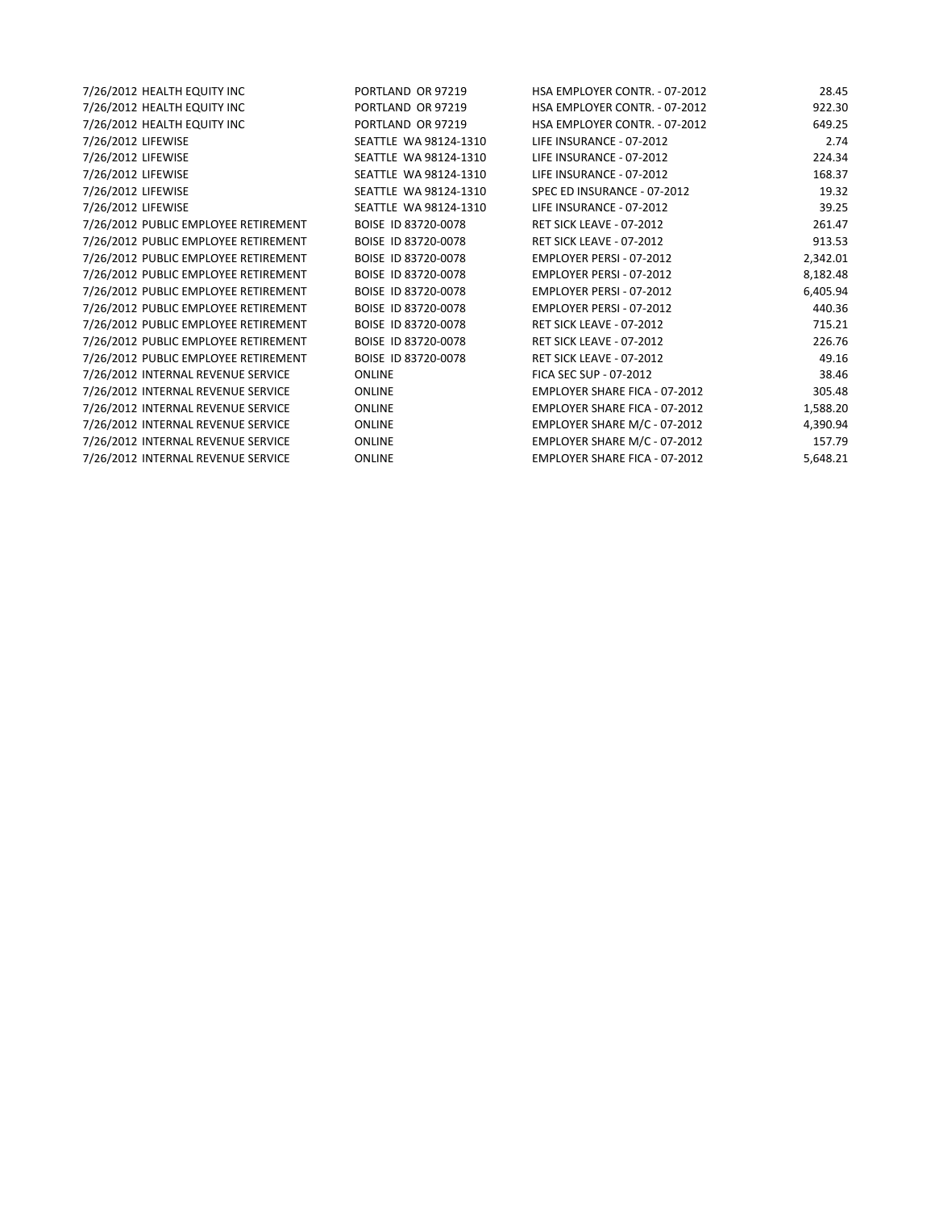| | | | | |
|---|---|---|---|---|
| 7/26/2012 | HEALTH EQUITY INC | PORTLAND OR 97219 | HSA EMPLOYER CONTR. - 07-2012 | 28.45 |
| 7/26/2012 | HEALTH EQUITY INC | PORTLAND OR 97219 | HSA EMPLOYER CONTR. - 07-2012 | 922.30 |
| 7/26/2012 | HEALTH EQUITY INC | PORTLAND OR 97219 | HSA EMPLOYER CONTR. - 07-2012 | 649.25 |
| 7/26/2012 | LIFEWISE | SEATTLE WA 98124-1310 | LIFE INSURANCE - 07-2012 | 2.74 |
| 7/26/2012 | LIFEWISE | SEATTLE WA 98124-1310 | LIFE INSURANCE - 07-2012 | 224.34 |
| 7/26/2012 | LIFEWISE | SEATTLE WA 98124-1310 | LIFE INSURANCE - 07-2012 | 168.37 |
| 7/26/2012 | LIFEWISE | SEATTLE WA 98124-1310 | SPEC ED INSURANCE - 07-2012 | 19.32 |
| 7/26/2012 | LIFEWISE | SEATTLE WA 98124-1310 | LIFE INSURANCE - 07-2012 | 39.25 |
| 7/26/2012 | PUBLIC EMPLOYEE RETIREMENT | BOISE ID 83720-0078 | RET SICK LEAVE - 07-2012 | 261.47 |
| 7/26/2012 | PUBLIC EMPLOYEE RETIREMENT | BOISE ID 83720-0078 | RET SICK LEAVE - 07-2012 | 913.53 |
| 7/26/2012 | PUBLIC EMPLOYEE RETIREMENT | BOISE ID 83720-0078 | EMPLOYER PERSI - 07-2012 | 2,342.01 |
| 7/26/2012 | PUBLIC EMPLOYEE RETIREMENT | BOISE ID 83720-0078 | EMPLOYER PERSI - 07-2012 | 8,182.48 |
| 7/26/2012 | PUBLIC EMPLOYEE RETIREMENT | BOISE ID 83720-0078 | EMPLOYER PERSI - 07-2012 | 6,405.94 |
| 7/26/2012 | PUBLIC EMPLOYEE RETIREMENT | BOISE ID 83720-0078 | EMPLOYER PERSI - 07-2012 | 440.36 |
| 7/26/2012 | PUBLIC EMPLOYEE RETIREMENT | BOISE ID 83720-0078 | RET SICK LEAVE - 07-2012 | 715.21 |
| 7/26/2012 | PUBLIC EMPLOYEE RETIREMENT | BOISE ID 83720-0078 | RET SICK LEAVE - 07-2012 | 226.76 |
| 7/26/2012 | PUBLIC EMPLOYEE RETIREMENT | BOISE ID 83720-0078 | RET SICK LEAVE - 07-2012 | 49.16 |
| 7/26/2012 | INTERNAL REVENUE SERVICE | ONLINE | FICA SEC SUP - 07-2012 | 38.46 |
| 7/26/2012 | INTERNAL REVENUE SERVICE | ONLINE | EMPLOYER SHARE FICA - 07-2012 | 305.48 |
| 7/26/2012 | INTERNAL REVENUE SERVICE | ONLINE | EMPLOYER SHARE FICA - 07-2012 | 1,588.20 |
| 7/26/2012 | INTERNAL REVENUE SERVICE | ONLINE | EMPLOYER SHARE M/C - 07-2012 | 4,390.94 |
| 7/26/2012 | INTERNAL REVENUE SERVICE | ONLINE | EMPLOYER SHARE M/C - 07-2012 | 157.79 |
| 7/26/2012 | INTERNAL REVENUE SERVICE | ONLINE | EMPLOYER SHARE FICA - 07-2012 | 5,648.21 |